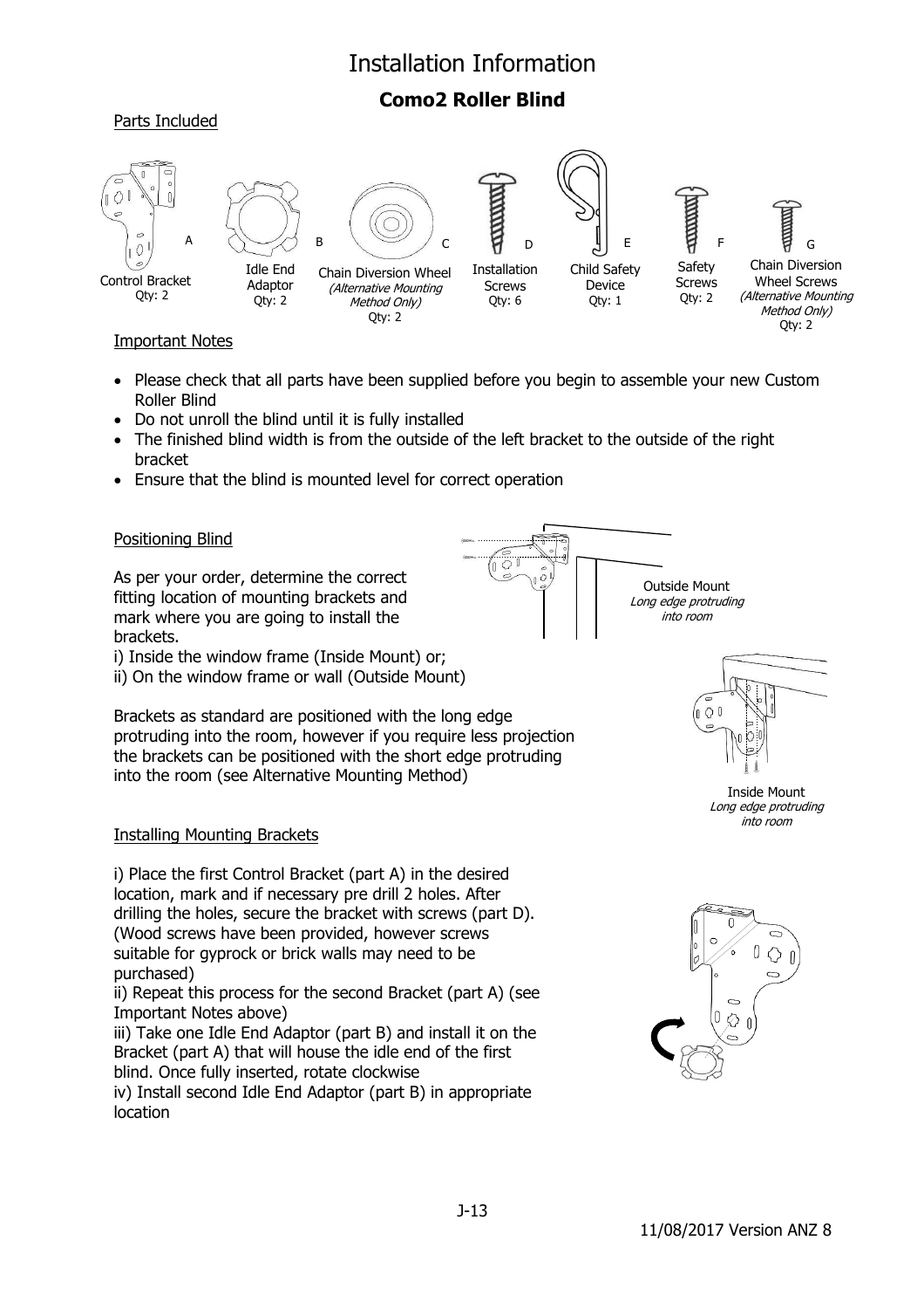# Installation Information

## Como2 Roller Blind

### Parts Included

| Part | Name | Qty |
|---|---|---|
| A | Control Bracket | 2 |
| B | Idle End Adaptor | 2 |
| C | Chain Diversion Wheel *(Alternative Mounting Method Only)* | 2 |
| D | Installation Screws | 6 |
| E | Child Safety Device | 1 |
| F | Safety Screws | 2 |
| G | Chain Diversion Wheel Screws *(Alternative Mounting Method Only)* | 2 |

### Important Notes

- Please check that all parts have been supplied before you begin to assemble your new Custom Roller Blind
- Do not unroll the blind until it is fully installed
- The finished blind width is from the outside of the left bracket to the outside of the right bracket
- Ensure that the blind is mounted level for correct operation

### Positioning Blind

As per your order, determine the correct fitting location of mounting brackets and mark where you are going to install the brackets.
i) Inside the window frame (Inside Mount) or;
ii) On the window frame or wall (Outside Mount)

Brackets as standard are positioned with the long edge protruding into the room, however if you require less projection the brackets can be positioned with the short edge protruding into the room (see Alternative Mounting Method)

Outside Mount
*Long edge protruding into room*

Inside Mount
*Long edge protruding into room*

### Installing Mounting Brackets

i) Place the first Control Bracket (part A) in the desired location, mark and if necessary pre drill 2 holes. After drilling the holes, secure the bracket with screws (part D). (Wood screws have been provided, however screws suitable for gyprock or brick walls may need to be purchased)
ii) Repeat this process for the second Bracket (part A) (see Important Notes above)
iii) Take one Idle End Adaptor (part B) and install it on the Bracket (part A) that will house the idle end of the first blind. Once fully inserted, rotate clockwise
iv) Install second Idle End Adaptor (part B) in appropriate location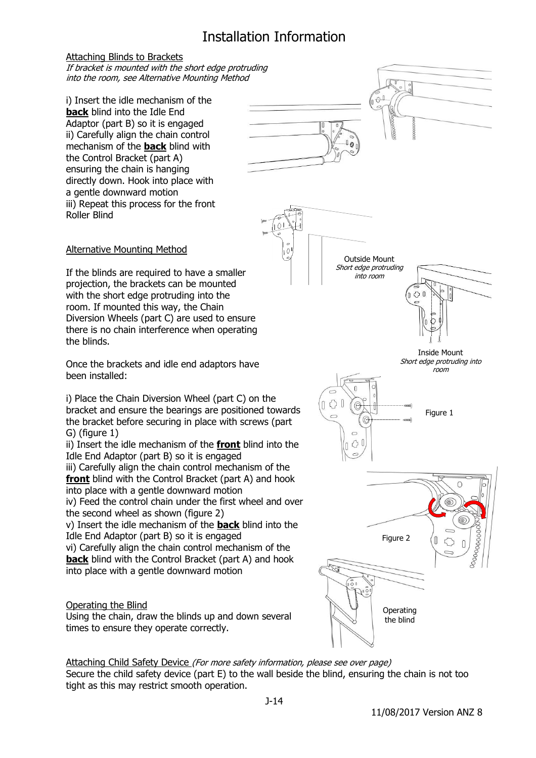# Installation Information

## Attaching Blinds to Brackets

*If bracket is mounted with the short edge protruding into the room, see Alternative Mounting Method*

i) Insert the idle mechanism of the **back** blind into the Idle End Adaptor (part B) so it is engaged
ii) Carefully align the chain control mechanism of the **back** blind with the Control Bracket (part A) ensuring the chain is hanging directly down. Hook into place with a gentle downward motion
iii) Repeat this process for the front Roller Blind

Outside Mount
*Short edge protruding into room*

Inside Mount
*Short edge protruding into room*

## Alternative Mounting Method

If the blinds are required to have a smaller projection, the brackets can be mounted with the short edge protruding into the room. If mounted this way, the Chain Diversion Wheels (part C) are used to ensure there is no chain interference when operating the blinds.

Once the brackets and idle end adaptors have been installed:

i) Place the Chain Diversion Wheel (part C) on the bracket and ensure the bearings are positioned towards the bracket before securing in place with screws (part G) (figure 1)
ii) Insert the idle mechanism of the **front** blind into the Idle End Adaptor (part B) so it is engaged
iii) Carefully align the chain control mechanism of the **front** blind with the Control Bracket (part A) and hook into place with a gentle downward motion
iv) Feed the control chain under the first wheel and over the second wheel as shown (figure 2)
v) Insert the idle mechanism of the **back** blind into the Idle End Adaptor (part B) so it is engaged
vi) Carefully align the chain control mechanism of the **back** blind with the Control Bracket (part A) and hook into place with a gentle downward motion

Figure 1

Figure 2

## Operating the Blind

Using the chain, draw the blinds up and down several times to ensure they operate correctly.

Operating the blind

## Attaching Child Safety Device *(For more safety information, please see over page)*

Secure the child safety device (part E) to the wall beside the blind, ensuring the chain is not too tight as this may restrict smooth operation.

J-14

11/08/2017 Version ANZ 8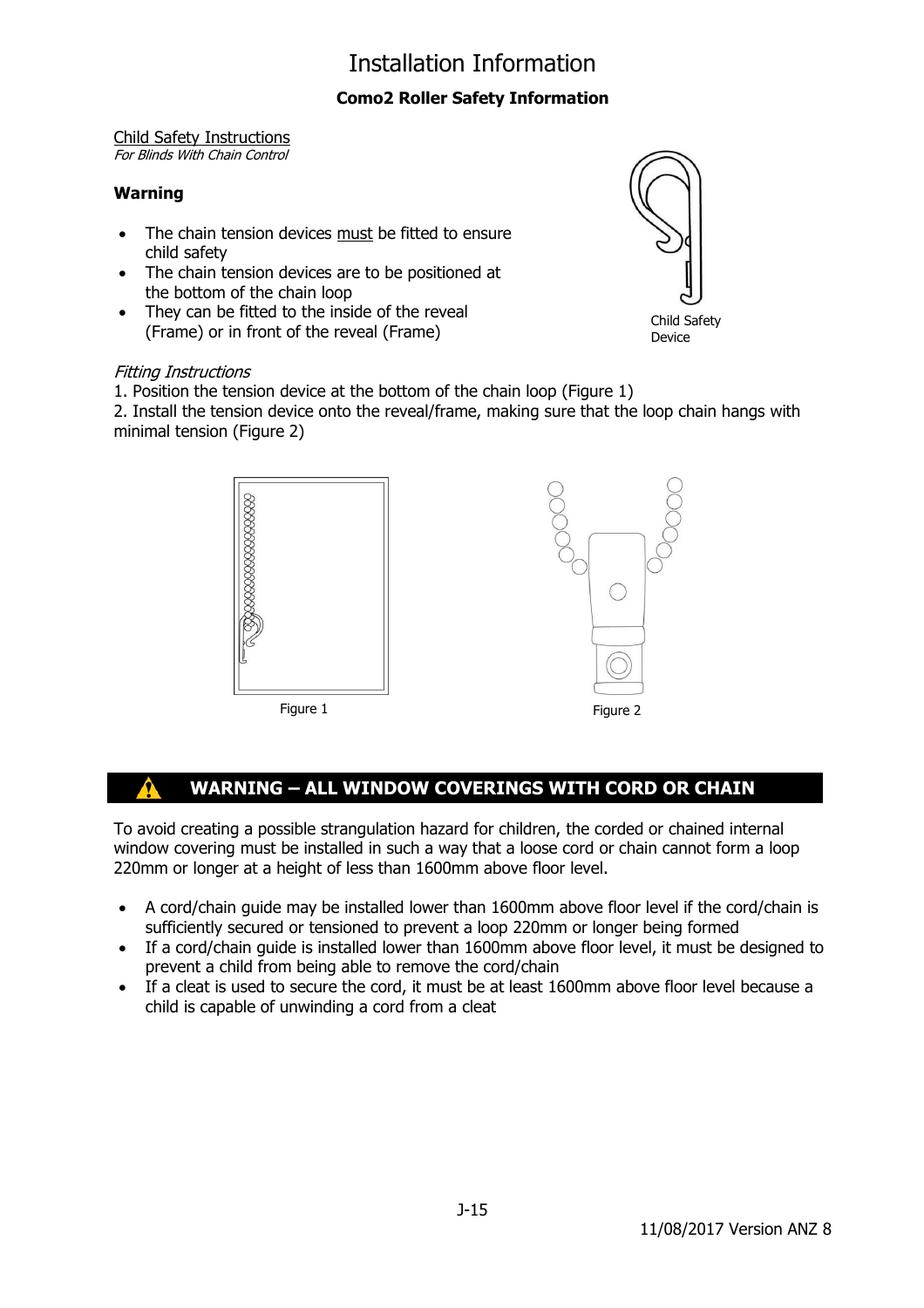// Installation Information

## Como2 Roller Safety Information

Child Safety Instructions
*For Blinds With Chain Control*

**Warning**

- The chain tension devices must be fitted to ensure child safety
- The chain tension devices are to be positioned at the bottom of the chain loop
- They can be fitted to the inside of the reveal (Frame) or in front of the reveal (Frame)

Child Safety Device

*Fitting Instructions*

1. Position the tension device at the bottom of the chain loop (Figure 1)
2. Install the tension device onto the reveal/frame, making sure that the loop chain hangs with minimal tension (Figure 2)

Figure 1

Figure 2

## WARNING – ALL WINDOW COVERINGS WITH CORD OR CHAIN

To avoid creating a possible strangulation hazard for children, the corded or chained internal window covering must be installed in such a way that a loose cord or chain cannot form a loop 220mm or longer at a height of less than 1600mm above floor level.

- A cord/chain guide may be installed lower than 1600mm above floor level if the cord/chain is sufficiently secured or tensioned to prevent a loop 220mm or longer being formed
- If a cord/chain guide is installed lower than 1600mm above floor level, it must be designed to prevent a child from being able to remove the cord/chain
- If a cleat is used to secure the cord, it must be at least 1600mm above floor level because a child is capable of unwinding a cord from a cleat